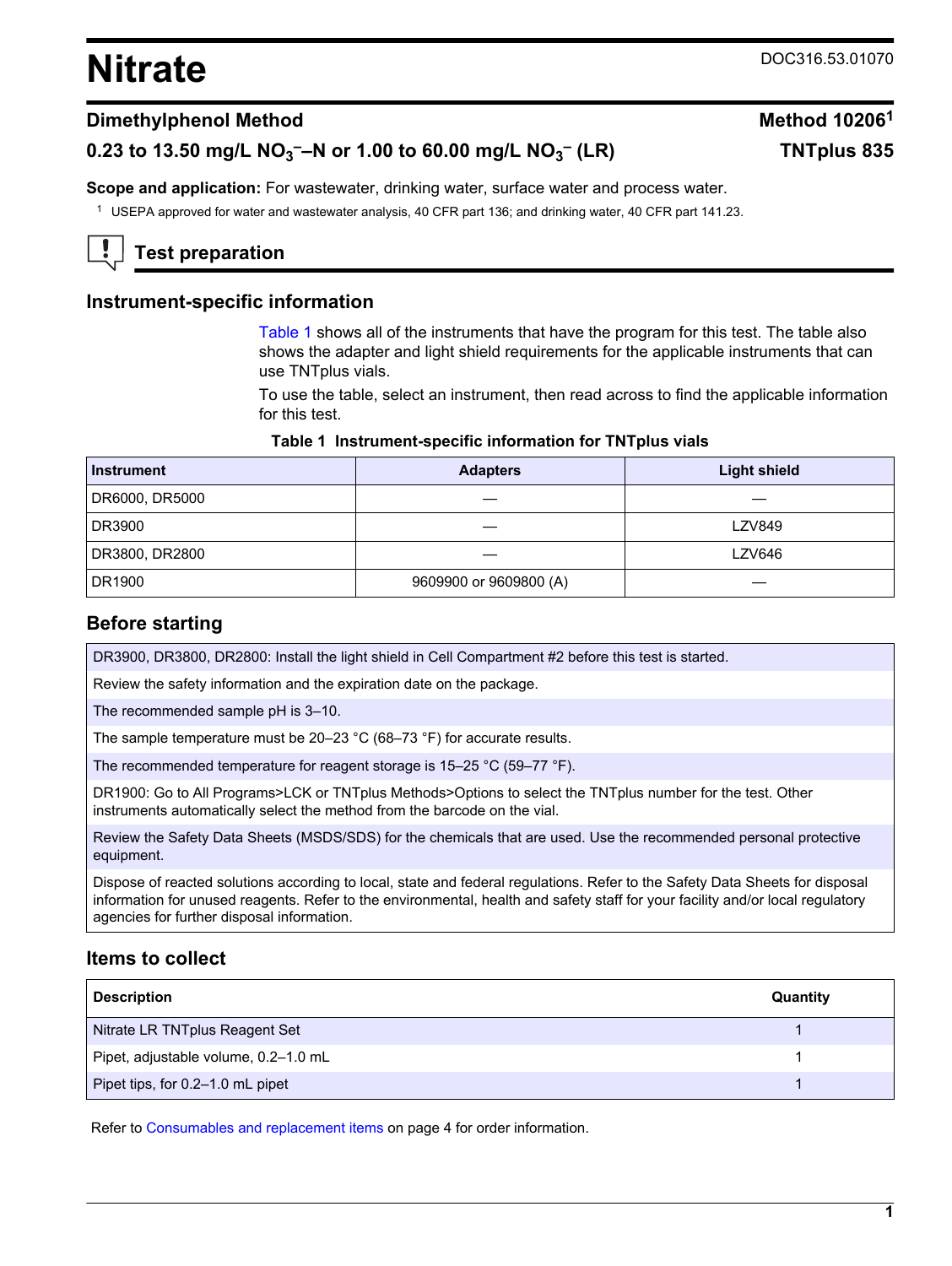# Nitrate

DOC316.53.01070

## Dimethylphenol Method

**Method 10206[1]**

**0.23 to 13.50 mg/L $NO_3^-$–N or 1.00 to 60.00 mg/L $NO_3^-$ (LR)**

**TNTplus 835**

**Scope and application:** For wastewater, drinking water, surface water and process water.

[1] USEPA approved for water and wastewater analysis, 40 CFR part 136; and drinking water, 40 CFR part 141.23.

## Test preparation

### Instrument-specific information

Table 1 shows all of the instruments that have the program for this test. The table also shows the adapter and light shield requirements for the applicable instruments that can use TNTplus vials.

To use the table, select an instrument, then read across to find the applicable information for this test.

**Table 1 Instrument-specific information for TNTplus vials**

| Instrument | Adapters | Light shield |
|---|---|---|
| DR6000, DR5000 | — | — |
| DR3900 | — | LZV849 |
| DR3800, DR2800 | — | LZV646 |
| DR1900 | 9609900 or 9609800 (A) | — |

### Before starting

DR3900, DR3800, DR2800: Install the light shield in Cell Compartment #2 before this test is started.

Review the safety information and the expiration date on the package.

The recommended sample pH is 3–10.

The sample temperature must be 20–23 °C (68–73 °F) for accurate results.

The recommended temperature for reagent storage is 15–25 °C (59–77 °F).

DR1900: Go to All Programs>LCK or TNTplus Methods>Options to select the TNTplus number for the test. Other instruments automatically select the method from the barcode on the vial.

Review the Safety Data Sheets (MSDS/SDS) for the chemicals that are used. Use the recommended personal protective equipment.

Dispose of reacted solutions according to local, state and federal regulations. Refer to the Safety Data Sheets for disposal information for unused reagents. Refer to the environmental, health and safety staff for your facility and/or local regulatory agencies for further disposal information.

### Items to collect

| Description | Quantity |
|---|---|
| Nitrate LR TNTplus Reagent Set | 1 |
| Pipet, adjustable volume, 0.2–1.0 mL | 1 |
| Pipet tips, for 0.2–1.0 mL pipet | 1 |

Refer to Consumables and replacement items on page 4 for order information.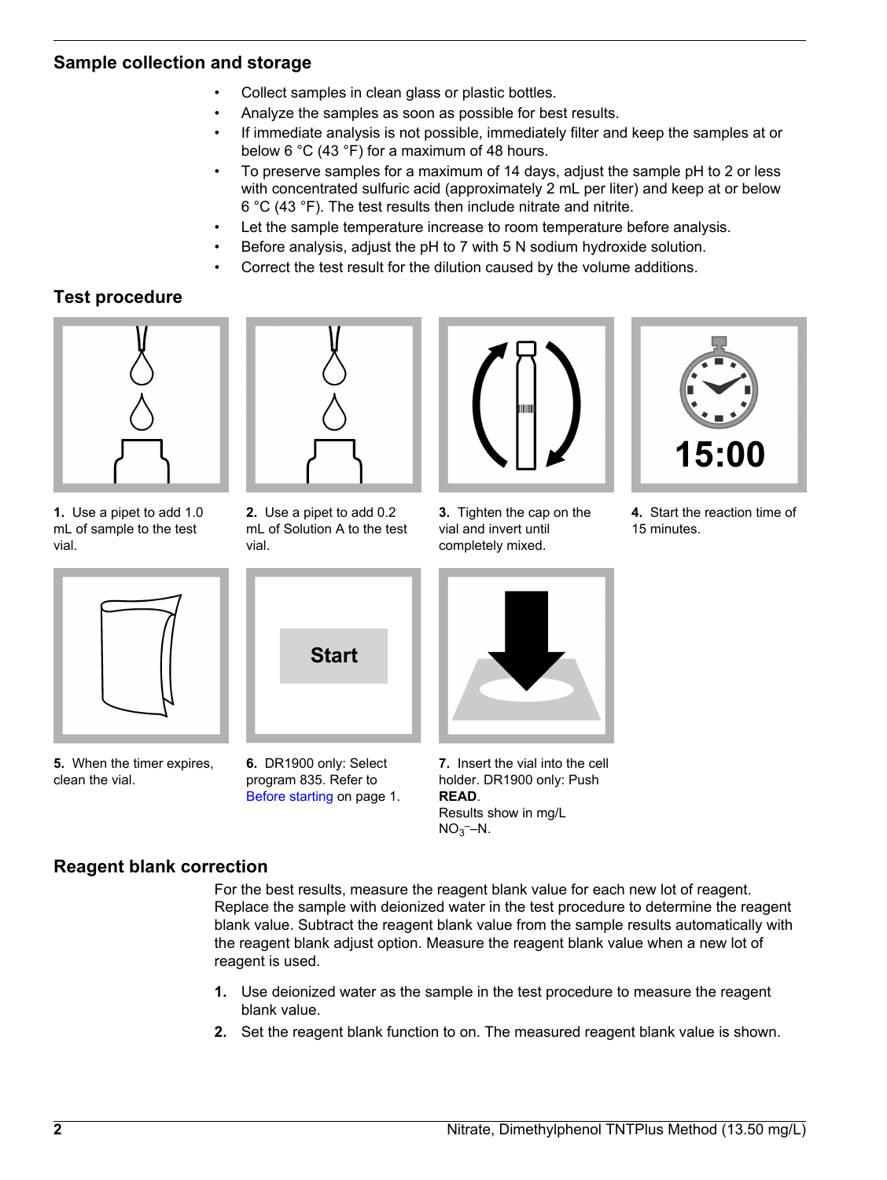## Sample collection and storage

- Collect samples in clean glass or plastic bottles.
- Analyze the samples as soon as possible for best results.
- If immediate analysis is not possible, immediately filter and keep the samples at or below 6 °C (43 °F) for a maximum of 48 hours.
- To preserve samples for a maximum of 14 days, adjust the sample pH to 2 or less with concentrated sulfuric acid (approximately 2 mL per liter) and keep at or below 6 °C (43 °F). The test results then include nitrate and nitrite.
- Let the sample temperature increase to room temperature before analysis.
- Before analysis, adjust the pH to 7 with 5 N sodium hydroxide solution.
- Correct the test result for the dilution caused by the volume additions.

## Test procedure

**1.** Use a pipet to add 1.0 mL of sample to the test vial.

**2.** Use a pipet to add 0.2 mL of Solution A to the test vial.

**3.** Tighten the cap on the vial and invert until completely mixed.

**4.** Start the reaction time of 15 minutes.

**5.** When the timer expires, clean the vial.

**6.** DR1900 only: Select program 835. Refer to Before starting on page 1.

**7.** Insert the vial into the cell holder. DR1900 only: Push **READ**.
Results show in mg/L $NO_3^-$–N.

## Reagent blank correction

For the best results, measure the reagent blank value for each new lot of reagent. Replace the sample with deionized water in the test procedure to determine the reagent blank value. Subtract the reagent blank value from the sample results automatically with the reagent blank adjust option. Measure the reagent blank value when a new lot of reagent is used.

1. Use deionized water as the sample in the test procedure to measure the reagent blank value.
2. Set the reagent blank function to on. The measured reagent blank value is shown.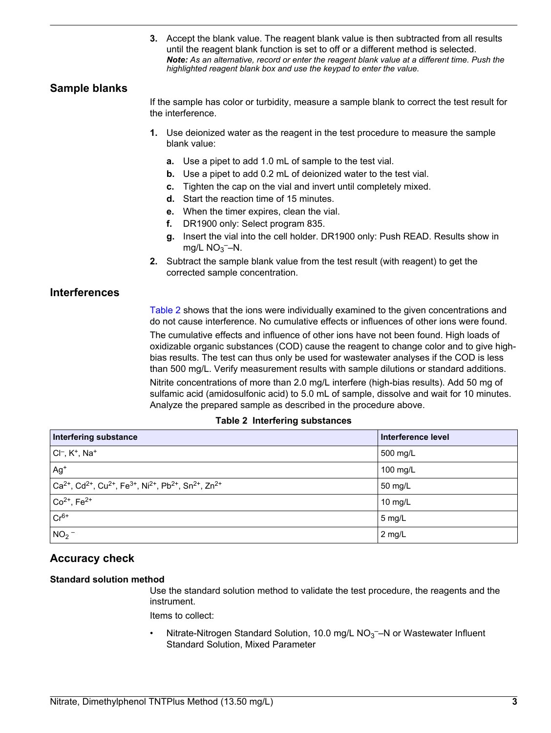3. Accept the blank value. The reagent blank value is then subtracted from all results until the reagent blank function is set to off or a different method is selected.
   ***Note:*** *As an alternative, record or enter the reagent blank value at a different time. Push the highlighted reagent blank box and use the keypad to enter the value.*

## Sample blanks

If the sample has color or turbidity, measure a sample blank to correct the test result for the interference.

1. Use deionized water as the reagent in the test procedure to measure the sample blank value:
   a. Use a pipet to add 1.0 mL of sample to the test vial.
   b. Use a pipet to add 0.2 mL of deionized water to the test vial.
   c. Tighten the cap on the vial and invert until completely mixed.
   d. Start the reaction time of 15 minutes.
   e. When the timer expires, clean the vial.
   f. DR1900 only: Select program 835.
   g. Insert the vial into the cell holder. DR1900 only: Push READ. Results show in mg/L $NO_3^-$–N.
2. Subtract the sample blank value from the test result (with reagent) to get the corrected sample concentration.

## Interferences

Table 2 shows that the ions were individually examined to the given concentrations and do not cause interference. No cumulative effects or influences of other ions were found.

The cumulative effects and influence of other ions have not been found. High loads of oxidizable organic substances (COD) cause the reagent to change color and to give high-bias results. The test can thus only be used for wastewater analyses if the COD is less than 500 mg/L. Verify measurement results with sample dilutions or standard additions.

Nitrite concentrations of more than 2.0 mg/L interfere (high-bias results). Add 50 mg of sulfamic acid (amidosulfonic acid) to 5.0 mL of sample, dissolve and wait for 10 minutes. Analyze the prepared sample as described in the procedure above.

**Table 2 Interfering substances**

| Interfering substance | Interference level |
|---|---|
| $Cl^-$, $K^+$, $Na^+$ | 500 mg/L |
| $Ag^+$ | 100 mg/L |
| $Ca^{2+}$, $Cd^{2+}$, $Cu^{2+}$, $Fe^{3+}$, $Ni^{2+}$, $Pb^{2+}$, $Sn^{2+}$, $Zn^{2+}$ | 50 mg/L |
| $Co^{2+}$, $Fe^{2+}$ | 10 mg/L |
| $Cr^{6+}$ | 5 mg/L |
| $NO_2^-$ | 2 mg/L |

## Accuracy check

### Standard solution method

Use the standard solution method to validate the test procedure, the reagents and the instrument.

Items to collect:

- Nitrate-Nitrogen Standard Solution, 10.0 mg/L $NO_3^-$–N or Wastewater Influent Standard Solution, Mixed Parameter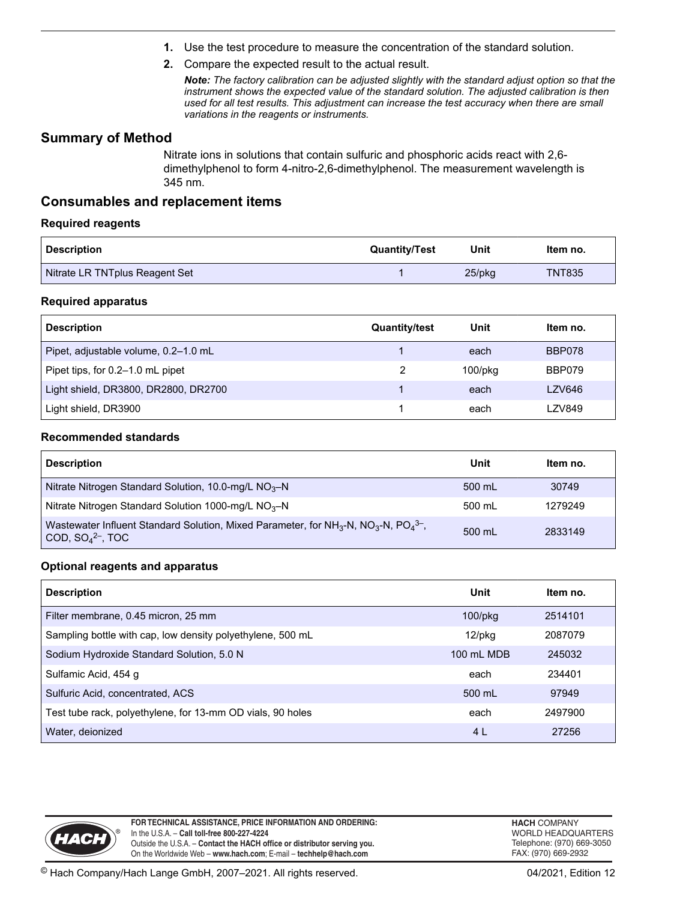1. Use the test procedure to measure the concentration of the standard solution.
2. Compare the expected result to the actual result.

   ***Note:** The factory calibration can be adjusted slightly with the standard adjust option so that the instrument shows the expected value of the standard solution. The adjusted calibration is then used for all test results. This adjustment can increase the test accuracy when there are small variations in the reagents or instruments.*

## Summary of Method

Nitrate ions in solutions that contain sulfuric and phosphoric acids react with 2,6-dimethylphenol to form 4-nitro-2,6-dimethylphenol. The measurement wavelength is 345 nm.

## Consumables and replacement items

### Required reagents

| Description | Quantity/Test | Unit | Item no. |
|---|---|---|---|
| Nitrate LR TNTplus Reagent Set | 1 | 25/pkg | TNT835 |

### Required apparatus

| Description | Quantity/test | Unit | Item no. |
|---|---|---|---|
| Pipet, adjustable volume, 0.2–1.0 mL | 1 | each | BBP078 |
| Pipet tips, for 0.2–1.0 mL pipet | 2 | 100/pkg | BBP079 |
| Light shield, DR3800, DR2800, DR2700 | 1 | each | LZV646 |
| Light shield, DR3900 | 1 | each | LZV849 |

### Recommended standards

| Description | Unit | Item no. |
|---|---|---|
| Nitrate Nitrogen Standard Solution, 10.0-mg/L $NO_3$–N | 500 mL | 30749 |
| Nitrate Nitrogen Standard Solution 1000-mg/L $NO_3$–N | 500 mL | 1279249 |
| Wastewater Influent Standard Solution, Mixed Parameter, for $NH_3$-N, $NO_3$-N, $PO_4^{3-}$, COD, $SO_4^{2-}$, TOC | 500 mL | 2833149 |

### Optional reagents and apparatus

| Description | Unit | Item no. |
|---|---|---|
| Filter membrane, 0.45 micron, 25 mm | 100/pkg | 2514101 |
| Sampling bottle with cap, low density polyethylene, 500 mL | 12/pkg | 2087079 |
| Sodium Hydroxide Standard Solution, 5.0 N | 100 mL MDB | 245032 |
| Sulfamic Acid, 454 g | each | 234401 |
| Sulfuric Acid, concentrated, ACS | 500 mL | 97949 |
| Test tube rack, polyethylene, for 13-mm OD vials, 90 holes | each | 2497900 |
| Water, deionized | 4 L | 27256 |

**FOR TECHNICAL ASSISTANCE, PRICE INFORMATION AND ORDERING:**
In the U.S.A. – **Call toll-free 800-227-4224**
Outside the U.S.A. – **Contact the HACH office or distributor serving you.**
On the Worldwide Web – **www.hach.com**; E-mail – **techhelp@hach.com**

**HACH** COMPANY
WORLD HEADQUARTERS
Telephone: (970) 669-3050
FAX: (970) 669-2932

© Hach Company/Hach Lange GmbH, 2007–2021. All rights reserved. 04/2021, Edition 12